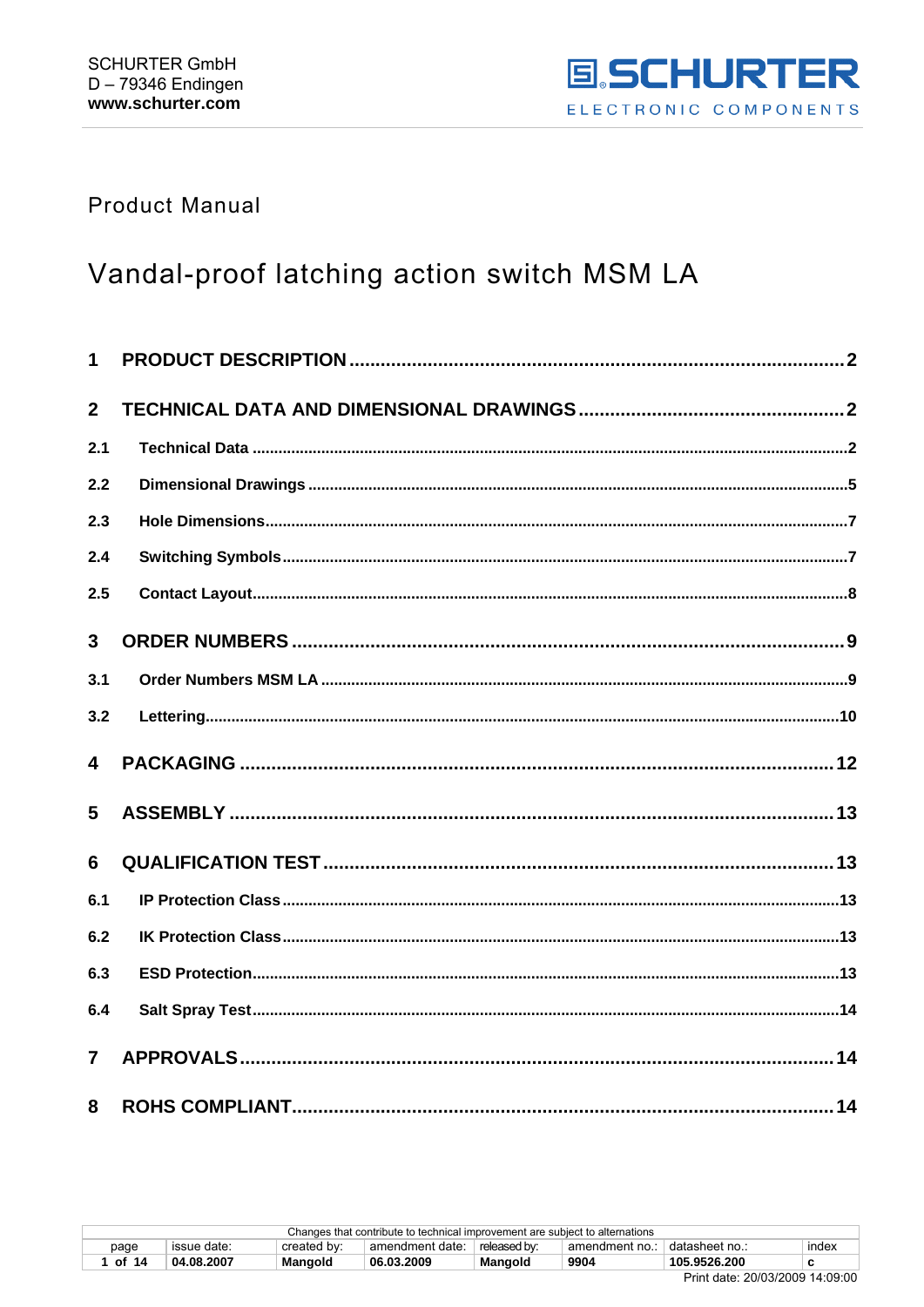SCHURTER GmbH
D – 79346 Endingen
**www.schurter.com**

SCHURTER ELECTRONIC COMPONENTS

Product Manual

# Vandal-proof latching action switch MSM LA

**1 PRODUCT DESCRIPTION .................... 2**

**2 TECHNICAL DATA AND DIMENSIONAL DRAWINGS .................... 2**

**2.1 Technical Data .................... 2**

**2.2 Dimensional Drawings .................... 5**

**2.3 Hole Dimensions .................... 7**

**2.4 Switching Symbols .................... 7**

**2.5 Contact Layout .................... 8**

**3 ORDER NUMBERS .................... 9**

**3.1 Order Numbers MSM LA .................... 9**

**3.2 Lettering .................... 10**

**4 PACKAGING .................... 12**

**5 ASSEMBLY .................... 13**

**6 QUALIFICATION TEST .................... 13**

**6.1 IP Protection Class .................... 13**

**6.2 IK Protection Class .................... 13**

**6.3 ESD Protection .................... 13**

**6.4 Salt Spray Test .................... 14**

**7 APPROVALS .................... 14**

**8 ROHS COMPLIANT .................... 14**

Changes that contribute to technical improvement are subject to alternations

| page | issue date: | created by: | amendment date: | released by: | amendment no.: | datasheet no.: | index |
|---|---|---|---|---|---|---|---|
| **1 of 14** | **04.08.2007** | **Mangold** | **06.03.2009** | **Mangold** | **9904** | **105.9526.200** | **c** |

Print date: 20/03/2009 14:09:00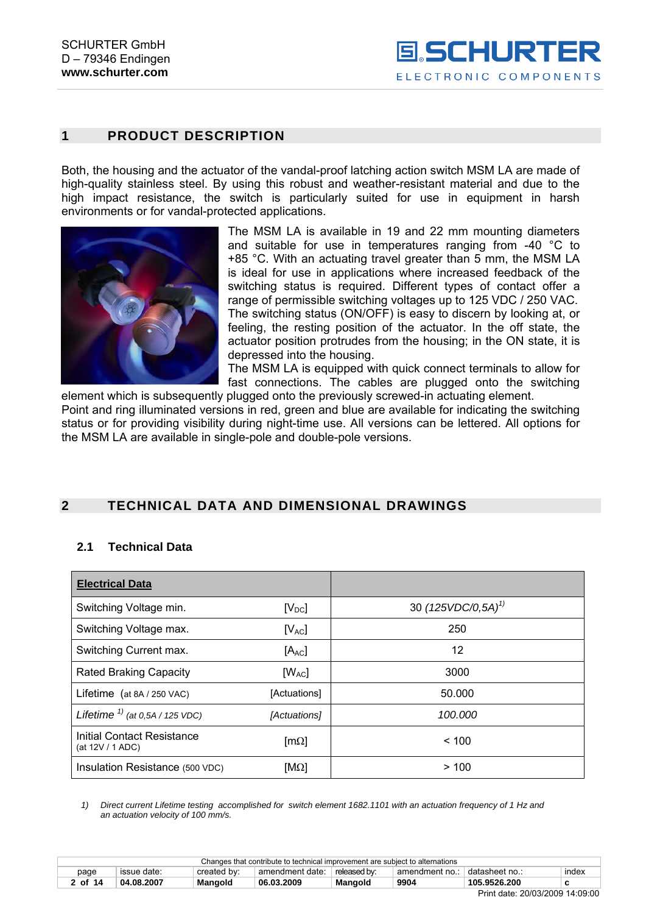# 1 PRODUCT DESCRIPTION

Both, the housing and the actuator of the vandal-proof latching action switch MSM LA are made of high-quality stainless steel. By using this robust and weather-resistant material and due to the high impact resistance, the switch is particularly suited for use in equipment in harsh environments or for vandal-protected applications.

The MSM LA is available in 19 and 22 mm mounting diameters and suitable for use in temperatures ranging from -40 °C to +85 °C. With an actuating travel greater than 5 mm, the MSM LA is ideal for use in applications where increased feedback of the switching status is required. Different types of contact offer a range of permissible switching voltages up to 125 VDC / 250 VAC. The switching status (ON/OFF) is easy to discern by looking at, or feeling, the resting position of the actuator. In the off state, the actuator position protrudes from the housing; in the ON state, it is depressed into the housing.

The MSM LA is equipped with quick connect terminals to allow for fast connections. The cables are plugged onto the switching element which is subsequently plugged onto the previously screwed-in actuating element.

Point and ring illuminated versions in red, green and blue are available for indicating the switching status or for providing visibility during night-time use. All versions can be lettered. All options for the MSM LA are available in single-pole and double-pole versions.

# 2 TECHNICAL DATA AND DIMENSIONAL DRAWINGS

## 2.1 Technical Data

| **Electrical Data** | | |
|---|---|---|
| Switching Voltage min. | [$V_{DC}$] | 30 *(125VDC/0,5A)*[1)] |
| Switching Voltage max. | [$V_{AC}$] | 250 |
| Switching Current max. | [$A_{AC}$] | 12 |
| Rated Braking Capacity | [$W_{AC}$] | 3000 |
| Lifetime (at 8A / 250 VAC) | [Actuations] | 50.000 |
| *Lifetime [1)] (at 0,5A / 125 VDC)* | *[Actuations]* | *100.000* |
| Initial Contact Resistance (at 12V / 1 ADC) | [mΩ] | < 100 |
| Insulation Resistance (500 VDC) | [MΩ] | > 100 |

*1) Direct current Lifetime testing accomplished for switch element 1682.1101 with an actuation frequency of 1 Hz and an actuation velocity of 100 mm/s.*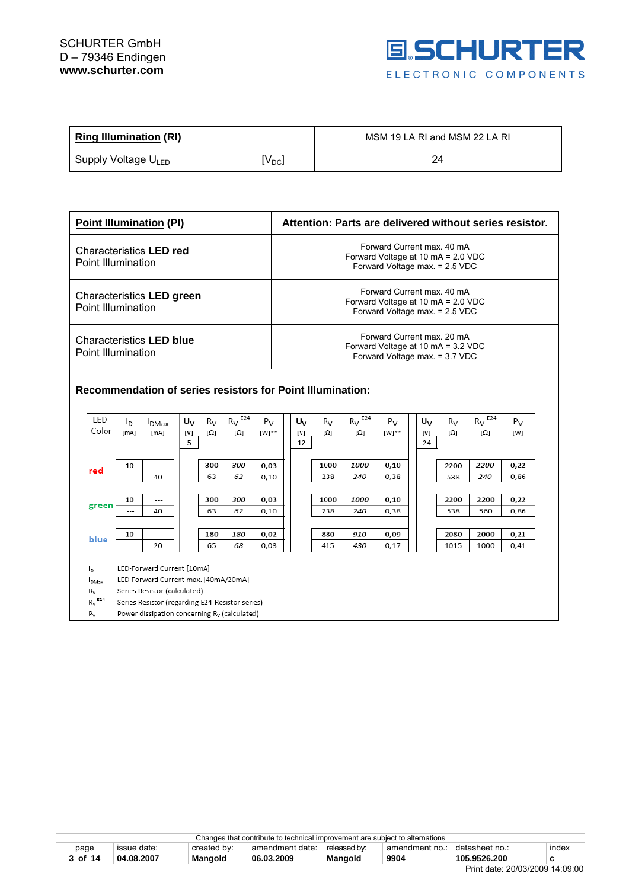| **Ring Illumination (RI)** | | MSM 19 LA RI and MSM 22 LA RI |
|---|---|---|
| Supply Voltage $U_{LED}$ | $[V_{DC}]$ | 24 |

| **Point Illumination (PI)** | **Attention: Parts are delivered without series resistor.** |
|---|---|
| Characteristics **LED red** Point Illumination | Forward Current max. 40 mA<br>Forward Voltage at 10 mA = 2.0 VDC<br>Forward Voltage max. = 2.5 VDC |
| Characteristics **LED green** Point Illumination | Forward Current max. 40 mA<br>Forward Voltage at 10 mA = 2.0 VDC<br>Forward Voltage max. = 2.5 VDC |
| Characteristics **LED blue** Point Illumination | Forward Current max. 20 mA<br>Forward Voltage at 10 mA = 3.2 VDC<br>Forward Voltage max. = 3.7 VDC |

**Recommendation of series resistors for Point Illumination:**

| LED-Color | $I_D$ [mA] | $I_{DMax}$ [mA] | $U_V$ [V] 5 | $R_V$ [Ω] | $R_V^{E24}$ [Ω] | $P_V$ [W]** | $U_V$ [V] 12 | $R_V$ [Ω] | $R_V^{E24}$ [Ω] | $P_V$ [W]** | $U_V$ [V] 24 | $R_V$ [Ω] | $R_V^{E24}$ [Ω] | $P_V$ [W] |
|---|---|---|---|---|---|---|---|---|---|---|---|---|---|---|
| red | 10 | --- | | 300 | 300 | 0,03 | | 1000 | 1000 | 0,10 | | 2200 | 2200 | 0,22 |
| | --- | 40 | | 63 | 62 | 0,10 | | 238 | 240 | 0,38 | | 538 | 240 | 0,86 |
| green | 10 | --- | | 300 | 300 | 0,03 | | 1000 | 1000 | 0,10 | | 2200 | 2200 | 0,22 |
| | --- | 40 | | 63 | 62 | 0,10 | | 238 | 240 | 0,38 | | 538 | 560 | 0,86 |
| blue | 10 | --- | | 180 | 180 | 0,02 | | 880 | 910 | 0,09 | | 2080 | 2000 | 0,21 |
| | --- | 20 | | 65 | 68 | 0,03 | | 415 | 430 | 0,17 | | 1015 | 1000 | 0,41 |

$I_D$ LED-Forward Current [10mA]
$I_{DMax}$ LED-Forward Current max. [40mA/20mA]
$R_V$ Series Resistor (calculated)
$R_V^{E24}$ Series Resistor (regarding E24-Resistor series)
$P_V$ Power dissipation concerning $R_V$ (calculated)

Changes that contribute to technical improvement are subject to alternations

| page | issue date: | created by: | amendment date: | released by: | amendment no.: | datasheet no.: | index |
|---|---|---|---|---|---|---|---|
| 3 of 14 | 04.08.2007 | Mangold | 06.03.2009 | Mangold | 9904 | 105.9526.200 | c |

Print date: 20/03/2009 14:09:00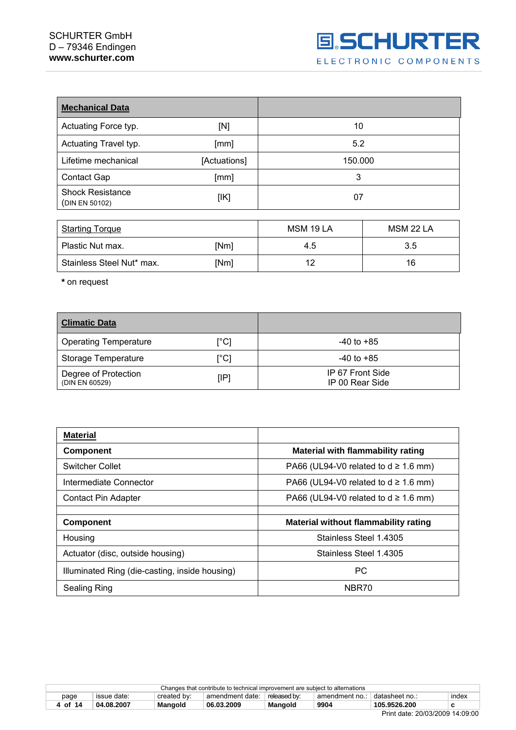| **Mechanical Data** | | |
|---|---|---|
| Actuating Force typ. | [N] | 10 |
| Actuating Travel typ. | [mm] | 5.2 |
| Lifetime mechanical | [Actuations] | 150.000 |
| Contact Gap | [mm] | 3 |
| Shock Resistance (DIN EN 50102) | [IK] | 07 |

| Starting Torque | | MSM 19 LA | MSM 22 LA |
|---|---|---|---|
| Plastic Nut max. | [Nm] | 4.5 | 3.5 |
| Stainless Steel Nut* max. | [Nm] | 12 | 16 |

**\*** on request

| **Climatic Data** | | |
|---|---|---|
| Operating Temperature | [°C] | -40 to +85 |
| Storage Temperature | [°C] | -40 to +85 |
| Degree of Protection (DIN EN 60529) | [IP] | IP 67 Front Side<br>IP 00 Rear Side |

| **Material** | |
|---|---|
| **Component** | **Material with flammability rating** |
| Switcher Collet | PA66 (UL94-V0 related to d ≥ 1.6 mm) |
| Intermediate Connector | PA66 (UL94-V0 related to d ≥ 1.6 mm) |
| Contact Pin Adapter | PA66 (UL94-V0 related to d ≥ 1.6 mm) |
| | |
| **Component** | **Material without flammability rating** |
| Housing | Stainless Steel 1.4305 |
| Actuator (disc, outside housing) | Stainless Steel 1.4305 |
| Illuminated Ring (die-casting, inside housing) | PC |
| Sealing Ring | NBR70 |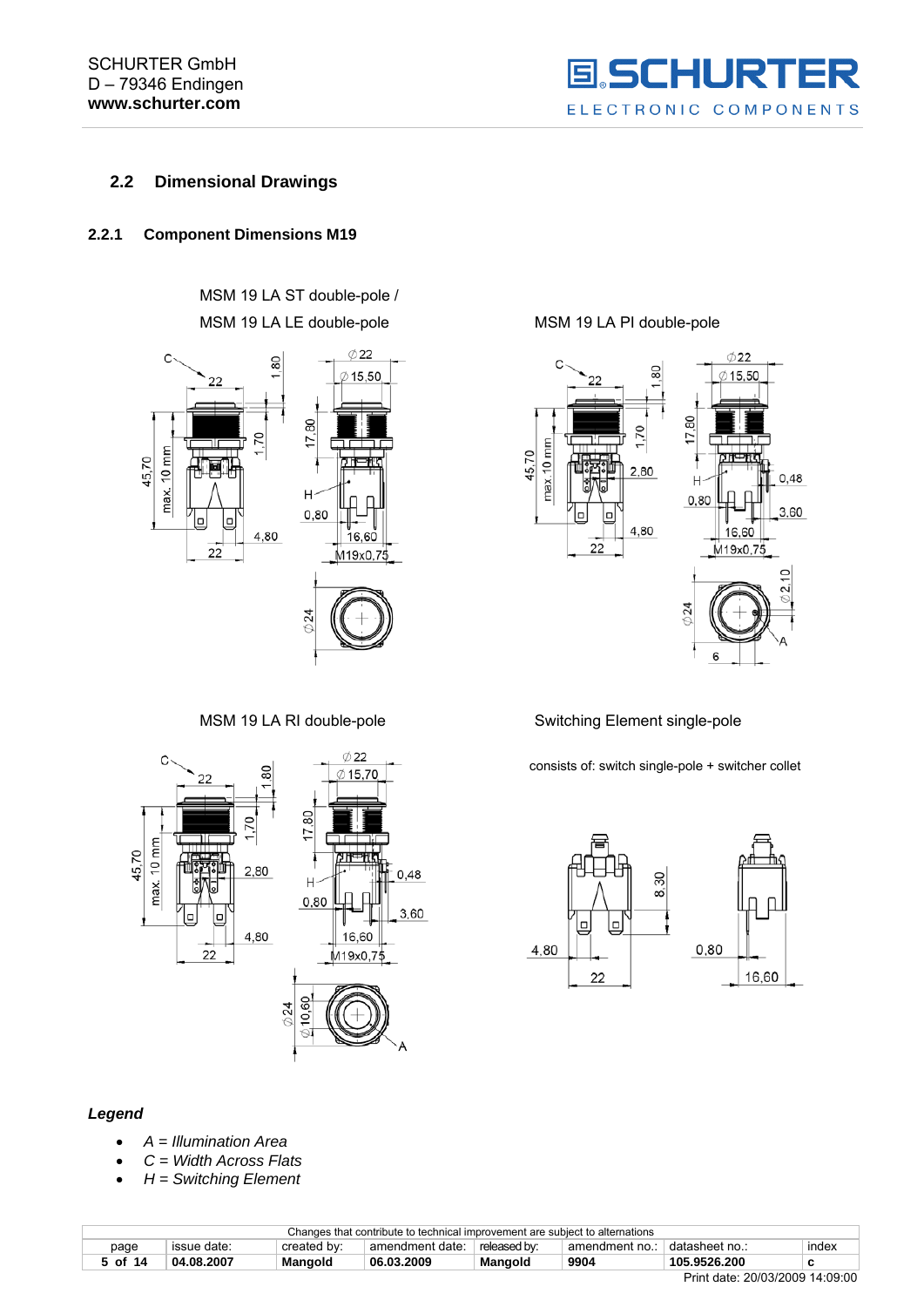## 2.2 Dimensional Drawings

### 2.2.1 Component Dimensions M19

MSM 19 LA ST double-pole /
MSM 19 LA LE double-pole

MSM 19 LA PI double-pole

MSM 19 LA RI double-pole

Switching Element single-pole

consists of: switch single-pole + switcher collet

*Legend*

- *A = Illumination Area*
- *C = Width Across Flats*
- *H = Switching Element*

| Changes that contribute to technical improvement are subject to alternations | | | | | | | |
|---|---|---|---|---|---|---|---|
| page | issue date: | created by: | amendment date: | released by: | amendment no.: | datasheet no.: | index |
| **5 of 14** | **04.08.2007** | **Mangold** | **06.03.2009** | **Mangold** | **9904** | **105.9526.200** | **c** |

Print date: 20/03/2009 14:09:00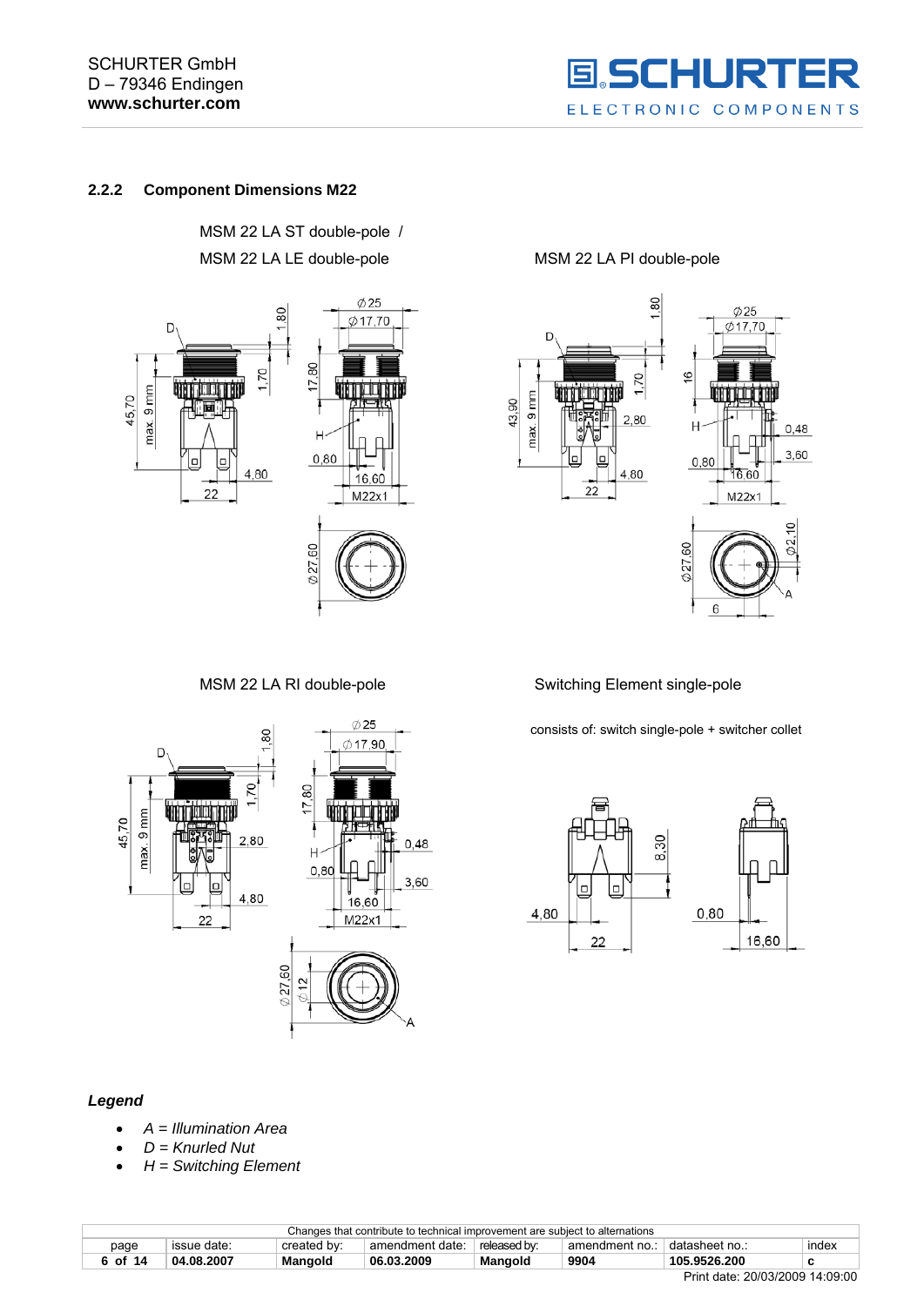### 2.2.2 Component Dimensions M22

MSM 22 LA ST double-pole /
MSM 22 LA LE double-pole

MSM 22 LA PI double-pole

MSM 22 LA RI double-pole

Switching Element single-pole

consists of: switch single-pole + switcher collet

***Legend***

- *A = Illumination Area*
- *D = Knurled Nut*
- *H = Switching Element*

| Changes that contribute to technical improvement are subject to alternations | | | | | | | |
|---|---|---|---|---|---|---|---|
| page | issue date: | created by: | amendment date: | released by: | amendment no.: | datasheet no.: | index |
| **6 of 14** | **04.08.2007** | **Mangold** | **06.03.2009** | **Mangold** | **9904** | **105.9526.200** | **c** |

Print date: 20/03/2009 14:09:00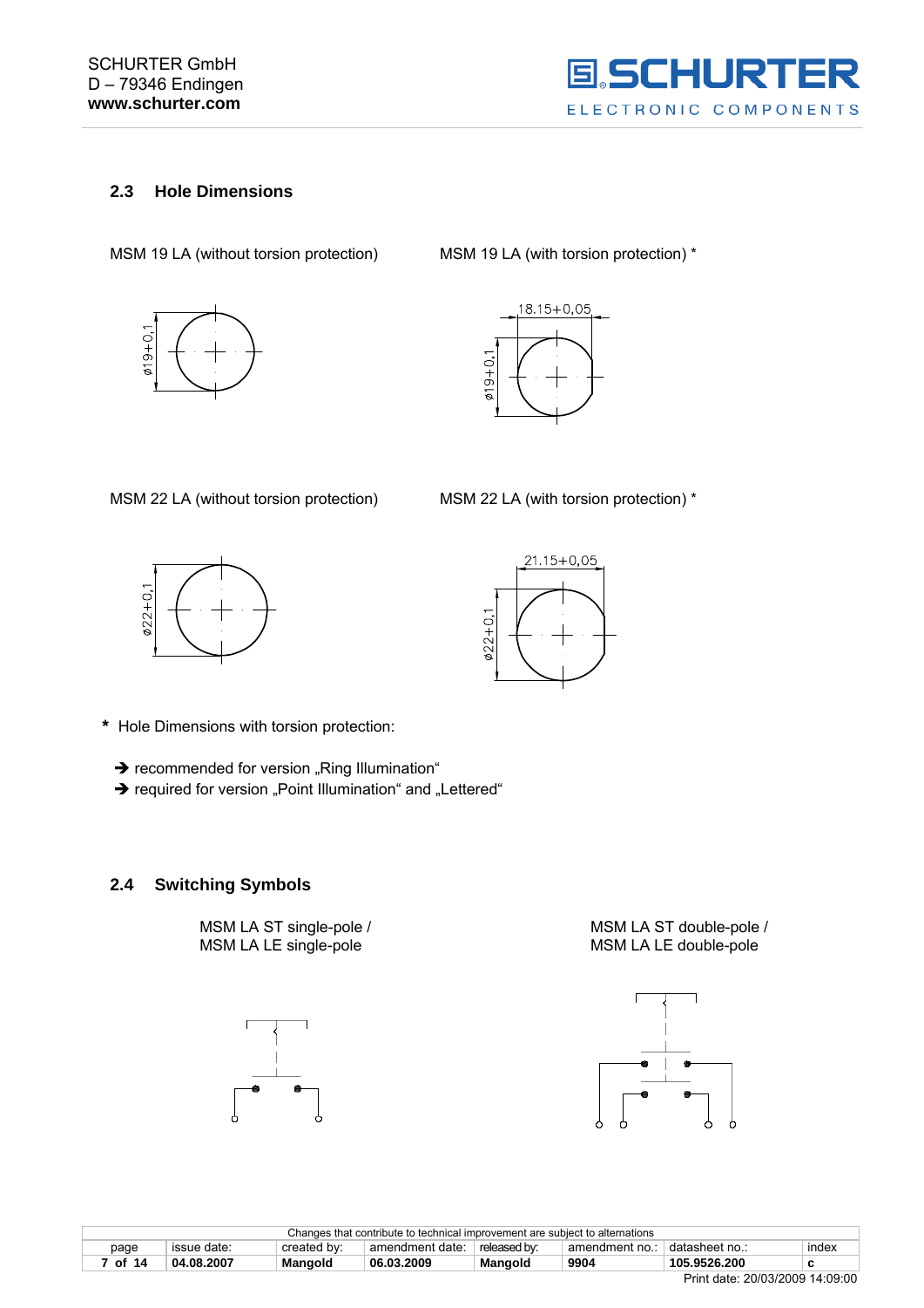## 2.3 Hole Dimensions

MSM 19 LA (without torsion protection)

ø19+0,1

MSM 19 LA (with torsion protection) *

18.15+0,05

ø19+0,1

MSM 22 LA (without torsion protection)

ø22+0,1

MSM 22 LA (with torsion protection) *

21.15+0,05

ø22+0,1

**\*** Hole Dimensions with torsion protection:

- ➔ recommended for version „Ring Illumination“
- ➔ required for version „Point Illumination“ and „Lettered“

## 2.4 Switching Symbols

MSM LA ST single-pole /
MSM LA LE single-pole

MSM LA ST double-pole /
MSM LA LE double-pole

Changes that contribute to technical improvement are subject to alternations

| page | issue date: | created by: | amendment date: | released by: | amendment no.: | datasheet no.: | index |
|---|---|---|---|---|---|---|---|
| 7 of 14 | 04.08.2007 | Mangold | 06.03.2009 | Mangold | 9904 | 105.9526.200 | c |

Print date: 20/03/2009 14:09:00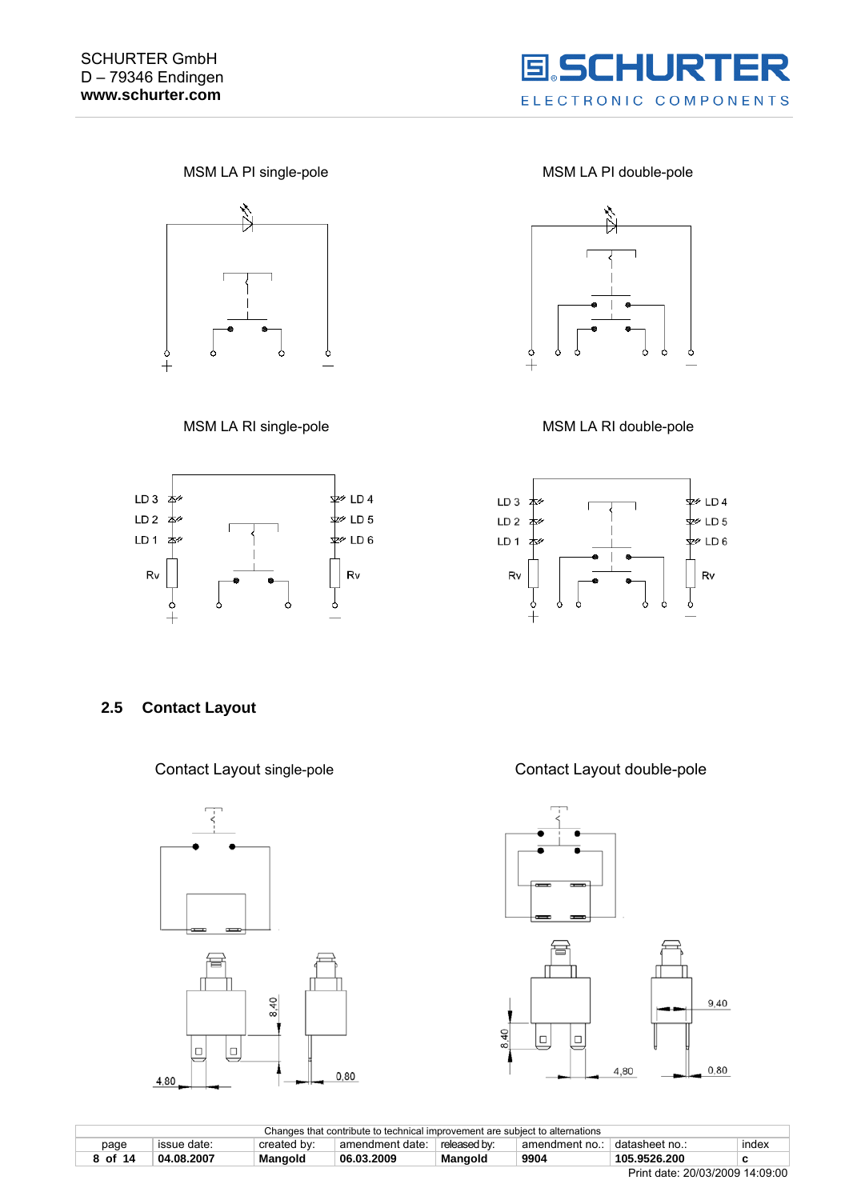MSM LA PI single-pole

MSM LA PI double-pole

MSM LA RI single-pole

LD 3 LD 2 LD 1 Rv LD 4 LD 5 LD 6 Rv

MSM LA RI double-pole

LD 3 LD 2 LD 1 Rv LD 4 LD 5 LD 6 Rv

## 2.5 Contact Layout

Contact Layout single-pole

8,40

4,80

0,80

Contact Layout double-pole

9,40

8,40

4,80

0,80

| Changes that contribute to technical improvement are subject to alternations | | | | | | | |
|---|---|---|---|---|---|---|---|
| page | issue date: | created by: | amendment date: | released by: | amendment no.: | datasheet no.: | index |
| 8 of 14 | 04.08.2007 | Mangold | 06.03.2009 | Mangold | 9904 | 105.9526.200 | c |

Print date: 20/03/2009 14:09:00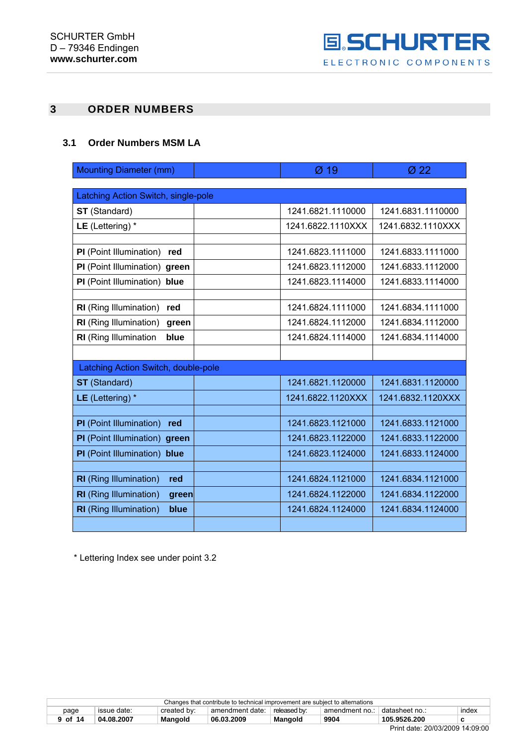# 3 ORDER NUMBERS

## 3.1 Order Numbers MSM LA

| Mounting Diameter (mm) | | Ø 19 | Ø 22 |
|---|---|---|---|
| Latching Action Switch, single-pole | | | |
| **ST** (Standard) | | 1241.6821.1110000 | 1241.6831.1110000 |
| **LE** (Lettering) * | | 1241.6822.1110XXX | 1241.6832.1110XXX |
| | | | |
| **PI** (Point Illumination) **red** | | 1241.6823.1111000 | 1241.6833.1111000 |
| **PI** (Point Illumination) **green** | | 1241.6823.1112000 | 1241.6833.1112000 |
| **PI** (Point Illumination) **blue** | | 1241.6823.1114000 | 1241.6833.1114000 |
| | | | |
| **RI** (Ring Illumination) **red** | | 1241.6824.1111000 | 1241.6834.1111000 |
| **RI** (Ring Illumination) **green** | | 1241.6824.1112000 | 1241.6834.1112000 |
| **RI** (Ring Illumination **blue** | | 1241.6824.1114000 | 1241.6834.1114000 |
| | | | |
| Latching Action Switch, double-pole | | | |
| **ST** (Standard) | | 1241.6821.1120000 | 1241.6831.1120000 |
| **LE** (Lettering) * | | 1241.6822.1120XXX | 1241.6832.1120XXX |
| | | | |
| **PI** (Point Illumination) **red** | | 1241.6823.1121000 | 1241.6833.1121000 |
| **PI** (Point Illumination) **green** | | 1241.6823.1122000 | 1241.6833.1122000 |
| **PI** (Point Illumination) **blue** | | 1241.6823.1124000 | 1241.6833.1124000 |
| | | | |
| **RI** (Ring Illumination) **red** | | 1241.6824.1121000 | 1241.6834.1121000 |
| **RI** (Ring Illumination) **green** | | 1241.6824.1122000 | 1241.6834.1122000 |
| **RI** (Ring Illumination) **blue** | | 1241.6824.1124000 | 1241.6834.1124000 |
| | | | |

* Lettering Index see under point 3.2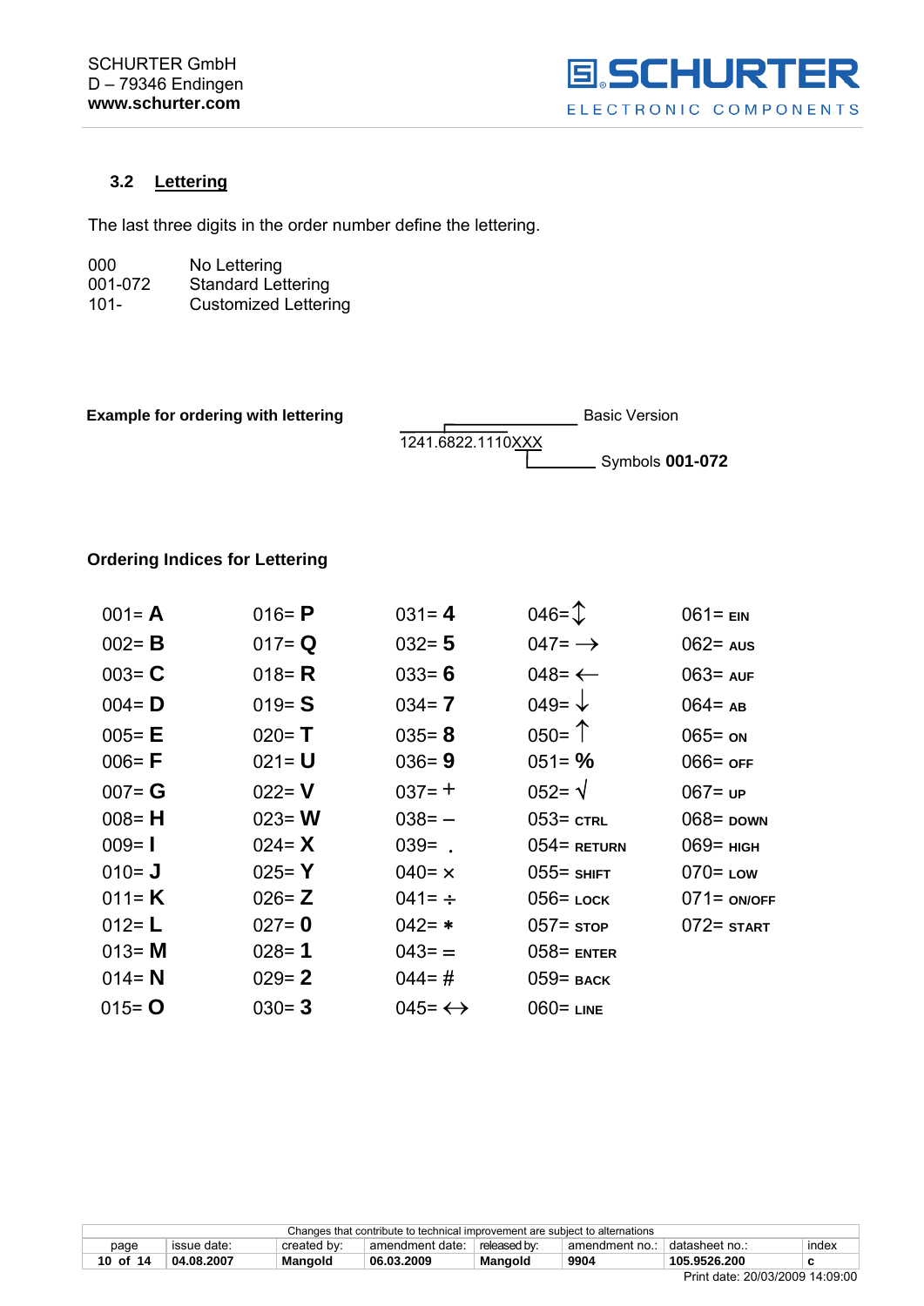### 3.2 Lettering

The last three digits in the order number define the lettering.

| | |
|---|---|
| 000 | No Lettering |
| 001-072 | Standard Lettering |
| 101- | Customized Lettering |

**Example for ordering with lettering**

1241.6822.1110XXX
- 1241.6822.1110 — Basic Version
- XXX — Symbols **001-072**

**Ordering Indices for Lettering**

| | | | | |
|---|---|---|---|---|
| 001= **A** | 016= **P** | 031= **4** | 046= ↕ | 061= EIN |
| 002= **B** | 017= **Q** | 032= **5** | 047= → | 062= AUS |
| 003= **C** | 018= **R** | 033= **6** | 048= ← | 063= AUF |
| 004= **D** | 019= **S** | 034= **7** | 049= ↓ | 064= AB |
| 005= **E** | 020= **T** | 035= **8** | 050= ↑ | 065= ON |
| 006= **F** | 021= **U** | 036= **9** | 051= **%** | 066= OFF |
| 007= **G** | 022= **V** | 037= + | 052= √ | 067= UP |
| 008= **H** | 023= **W** | 038= – | 053= CTRL | 068= DOWN |
| 009= **I** | 024= **X** | 039= . | 054= RETURN | 069= HIGH |
| 010= **J** | 025= **Y** | 040= × | 055= SHIFT | 070= LOW |
| 011= **K** | 026= **Z** | 041= ÷ | 056= LOCK | 071= ON/OFF |
| 012= **L** | 027= **0** | 042= * | 057= STOP | 072= START |
| 013= **M** | 028= **1** | 043= = | 058= ENTER | |
| 014= **N** | 029= **2** | 044= # | 059= BACK | |
| 015= **O** | 030= **3** | 045= ↔ | 060= LINE | |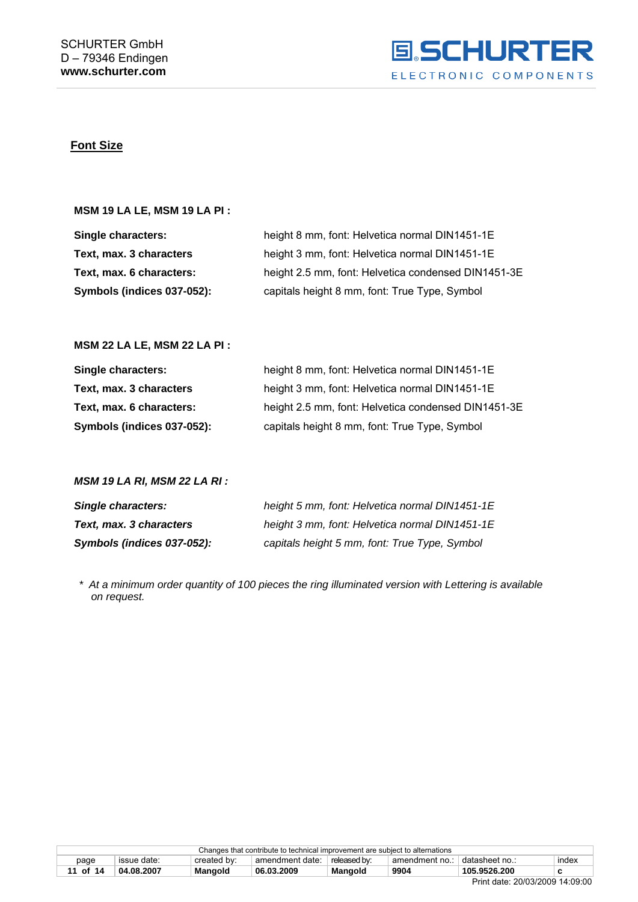## Font Size

**MSM 19 LA LE, MSM 19 LA PI :**

| | |
|---|---|
| **Single characters:** | height 8 mm, font: Helvetica normal DIN1451-1E |
| **Text, max. 3 characters** | height 3 mm, font: Helvetica normal DIN1451-1E |
| **Text, max. 6 characters:** | height 2.5 mm, font: Helvetica condensed DIN1451-3E |
| **Symbols (indices 037-052):** | capitals height 8 mm, font: True Type, Symbol |

**MSM 22 LA LE, MSM 22 LA PI :**

| | |
|---|---|
| **Single characters:** | height 8 mm, font: Helvetica normal DIN1451-1E |
| **Text, max. 3 characters** | height 3 mm, font: Helvetica normal DIN1451-1E |
| **Text, max. 6 characters:** | height 2.5 mm, font: Helvetica condensed DIN1451-3E |
| **Symbols (indices 037-052):** | capitals height 8 mm, font: True Type, Symbol |

***MSM 19 LA RI, MSM 22 LA RI :***

| | |
|---|---|
| ***Single characters:*** | *height 5 mm, font: Helvetica normal DIN1451-1E* |
| ***Text, max. 3 characters*** | *height 3 mm, font: Helvetica normal DIN1451-1E* |
| ***Symbols (indices 037-052):*** | *capitals height 5 mm, font: True Type, Symbol* |

*\* At a minimum order quantity of 100 pieces the ring illuminated version with Lettering is available on request.*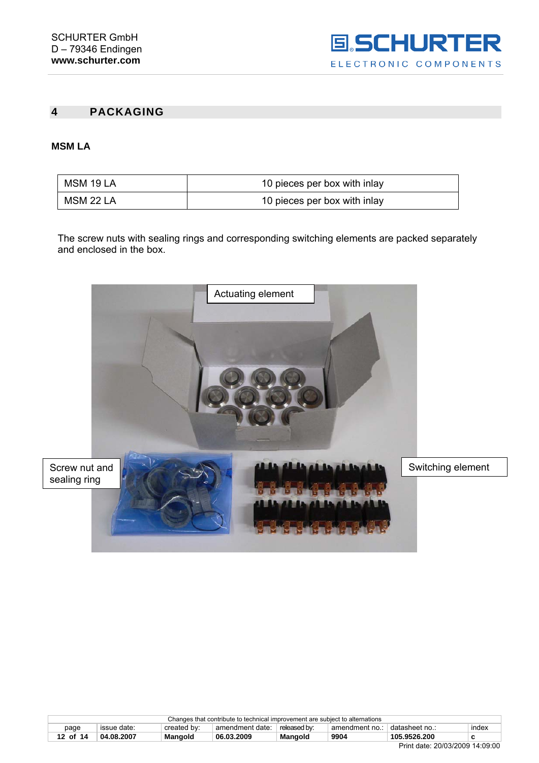## 4 PACKAGING

**MSM LA**

| | |
|---|---|
| MSM 19 LA | 10 pieces per box with inlay |
| MSM 22 LA | 10 pieces per box with inlay |

The screw nuts with sealing rings and corresponding switching elements are packed separately and enclosed in the box.

Actuating element

Screw nut and sealing ring

Switching element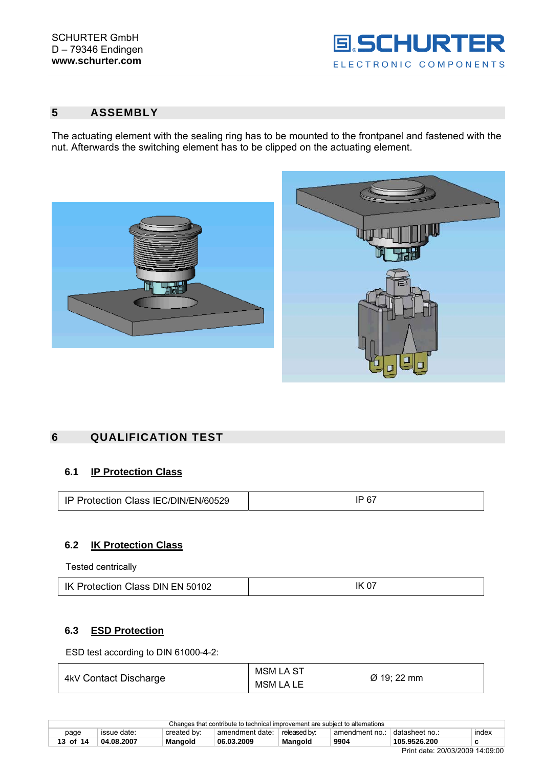## 5 ASSEMBLY

The actuating element with the sealing ring has to be mounted to the frontpanel and fastened with the nut. Afterwards the switching element has to be clipped on the actuating element.

## 6 QUALIFICATION TEST

### 6.1 IP Protection Class

| IP Protection Class IEC/DIN/EN/60529 | IP 67 |
|---|---|

### 6.2 IK Protection Class

Tested centrically

| IK Protection Class DIN EN 50102 | IK 07 |
|---|---|

### 6.3 ESD Protection

ESD test according to DIN 61000-4-2:

| 4kV Contact Discharge | MSM LA ST<br>MSM LA LE | Ø 19; 22 mm |
|---|---|---|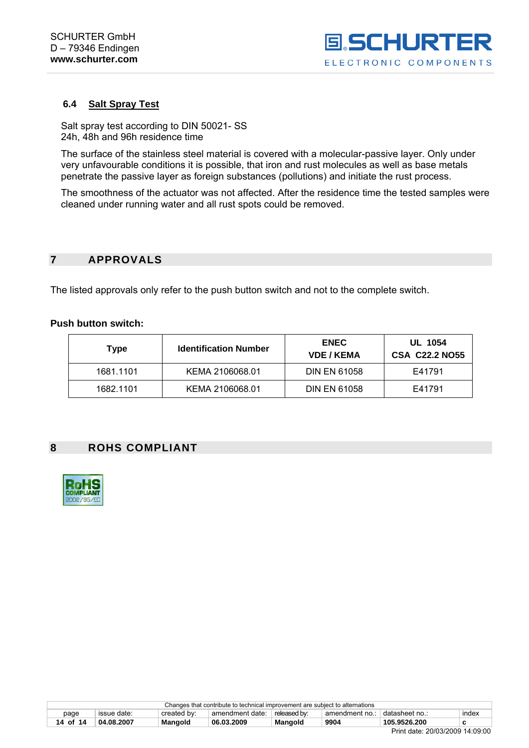### 6.4 Salt Spray Test

Salt spray test according to DIN 50021- SS
24h, 48h and 96h residence time

The surface of the stainless steel material is covered with a molecular-passive layer. Only under very unfavourable conditions it is possible, that iron and rust molecules as well as base metals penetrate the passive layer as foreign substances (pollutions) and initiate the rust process.

The smoothness of the actuator was not affected. After the residence time the tested samples were cleaned under running water and all rust spots could be removed.

## 7 APPROVALS

The listed approvals only refer to the push button switch and not to the complete switch.

**Push button switch:**

| Type | Identification Number | ENEC VDE / KEMA | UL 1054 CSA C22.2 NO55 |
|---|---|---|---|
| 1681.1101 | KEMA 2106068.01 | DIN EN 61058 | E41791 |
| 1682.1101 | KEMA 2106068.01 | DIN EN 61058 | E41791 |

## 8 ROHS COMPLIANT

RoHS COMPLIANT 2002/95/EC